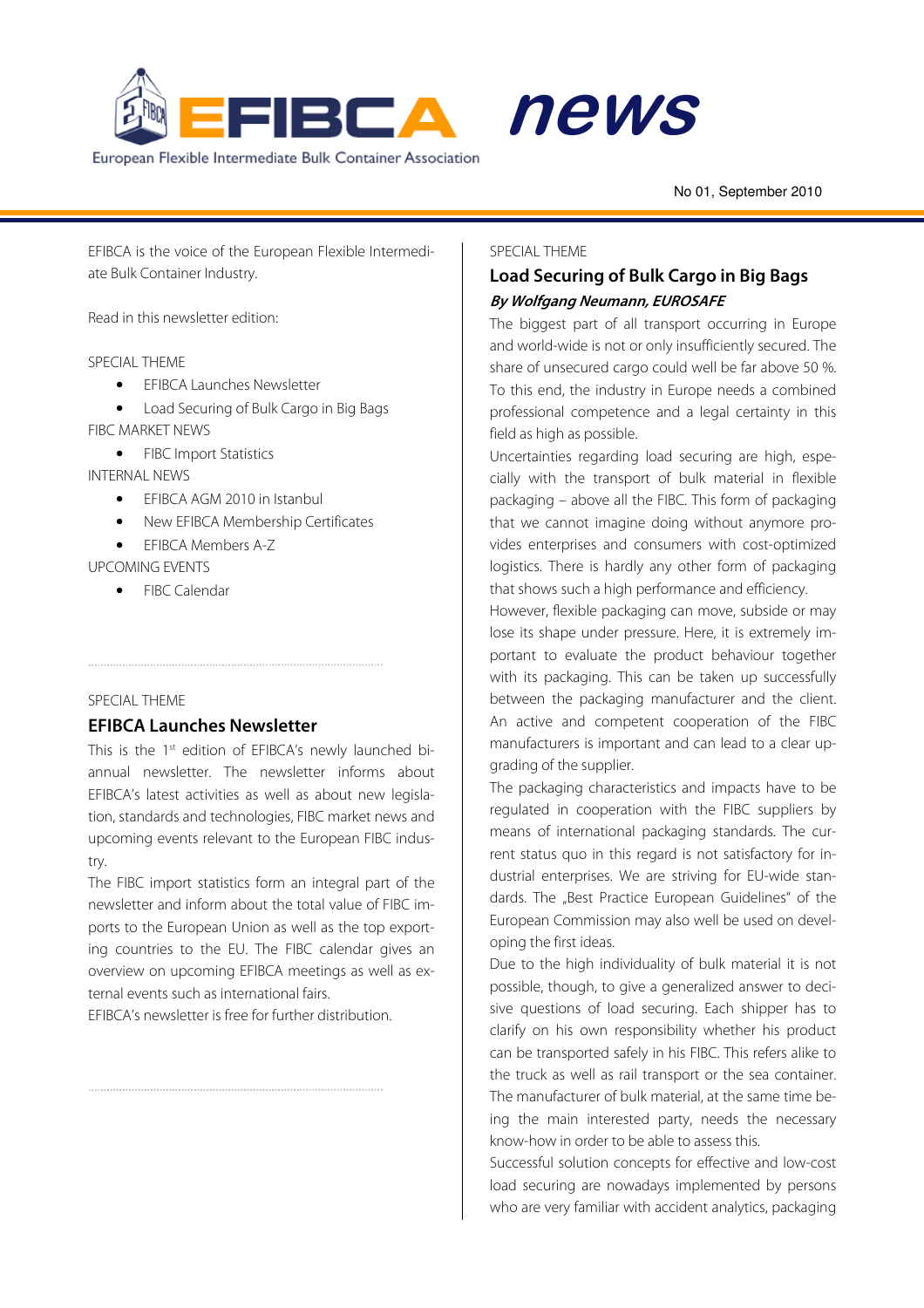# EFIBCA news

European Flexible Intermediate Bulk Container Association

No 01, September 2010

EFIBCA is the voice of the European Flexible Intermediate Bulk Container Industry.

Read in this newsletter edition:

SPECIAL THEME

- EFIBCA Launches Newsletter
- Load Securing of Bulk Cargo in Big Bags

FIBC MARKET NEWS

- FIBC Import Statistics

INTERNAL NEWS

- EFIBCA AGM 2010 in Istanbul
- New EFIBCA Membership Certificates
- EFIBCA Members A-Z

UPCOMING EVENTS

- FIBC Calendar

SPECIAL THEME

## EFIBCA Launches Newsletter

This is the 1st edition of EFIBCA's newly launched bi-annual newsletter. The newsletter informs about EFIBCA's latest activities as well as about new legislation, standards and technologies, FIBC market news and upcoming events relevant to the European FIBC industry.

The FIBC import statistics form an integral part of the newsletter and inform about the total value of FIBC imports to the European Union as well as the top exporting countries to the EU. The FIBC calendar gives an overview on upcoming EFIBCA meetings as well as external events such as international fairs.

EFIBCA's newsletter is free for further distribution.

SPECIAL THEME

## Load Securing of Bulk Cargo in Big Bags

***By Wolfgang Neumann, EUROSAFE***

The biggest part of all transport occurring in Europe and world-wide is not or only insufficiently secured. The share of unsecured cargo could well be far above 50 %. To this end, the industry in Europe needs a combined professional competence and a legal certainty in this field as high as possible.

Uncertainties regarding load securing are high, especially with the transport of bulk material in flexible packaging – above all the FIBC. This form of packaging that we cannot imagine doing without anymore provides enterprises and consumers with cost-optimized logistics. There is hardly any other form of packaging that shows such a high performance and efficiency.

However, flexible packaging can move, subside or may lose its shape under pressure. Here, it is extremely important to evaluate the product behaviour together with its packaging. This can be taken up successfully between the packaging manufacturer and the client. An active and competent cooperation of the FIBC manufacturers is important and can lead to a clear upgrading of the supplier.

The packaging characteristics and impacts have to be regulated in cooperation with the FIBC suppliers by means of international packaging standards. The current status quo in this regard is not satisfactory for industrial enterprises. We are striving for EU-wide standards. The „Best Practice European Guidelines" of the European Commission may also well be used on developing the first ideas.

Due to the high individuality of bulk material it is not possible, though, to give a generalized answer to decisive questions of load securing. Each shipper has to clarify on his own responsibility whether his product can be transported safely in his FIBC. This refers alike to the truck as well as rail transport or the sea container. The manufacturer of bulk material, at the same time being the main interested party, needs the necessary know-how in order to be able to assess this.

Successful solution concepts for effective and low-cost load securing are nowadays implemented by persons who are very familiar with accident analytics, packaging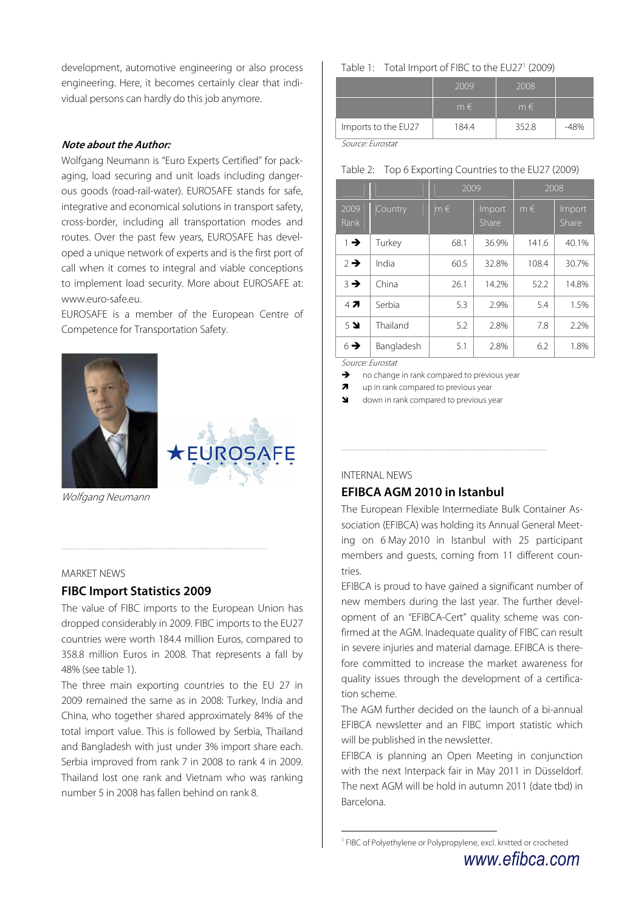development, automotive engineering or also process engineering. Here, it becomes certainly clear that individual persons can hardly do this job anymore.

***Note about the Author:***

Wolfgang Neumann is "Euro Experts Certified" for packaging, load securing and unit loads including dangerous goods (road-rail-water). EUROSAFE stands for safe, integrative and economical solutions in transport safety, cross-border, including all transportation modes and routes. Over the past few years, EUROSAFE has developed a unique network of experts and is the first port of call when it comes to integral and viable conceptions to implement load security. More about EUROSAFE at: www.euro-safe.eu.

EUROSAFE is a member of the European Centre of Competence for Transportation Safety.

*Wolfgang Neumann*

MARKET NEWS

## FIBC Import Statistics 2009

The value of FIBC imports to the European Union has dropped considerably in 2009. FIBC imports to the EU27 countries were worth 184.4 million Euros, compared to 358.8 million Euros in 2008. That represents a fall by 48% (see table 1).

The three main exporting countries to the EU 27 in 2009 remained the same as in 2008: Turkey, India and China, who together shared approximately 84% of the total import value. This is followed by Serbia, Thailand and Bangladesh with just under 3% import share each. Serbia improved from rank 7 in 2008 to rank 4 in 2009. Thailand lost one rank and Vietnam who was ranking number 5 in 2008 has fallen behind on rank 8.

Table 1: Total Import of FIBC to the EU27[1] (2009)

| | 2009 | 2008 | |
|---|---|---|---|
| | m € | m € | |
| Imports to the EU27 | 184.4 | 352.8 | -48% |

*Source: Eurostat*

Table 2: Top 6 Exporting Countries to the EU27 (2009)

| | | 2009 | | 2008 | |
|---|---|---|---|---|---|
| 2009 Rank | Country | m € | Import Share | m € | Import Share |
| 1 ➔ | Turkey | 68.1 | 36.9% | 141.6 | 40.1% |
| 2 ➔ | India | 60.5 | 32.8% | 108.4 | 30.7% |
| 3 ➔ | China | 26.1 | 14.2% | 52.2 | 14.8% |
| 4 ➚ | Serbia | 5.3 | 2.9% | 5.4 | 1.5% |
| 5 ➘ | Thailand | 5.2 | 2.8% | 7.8 | 2.2% |
| 6 ➔ | Bangladesh | 5.1 | 2.8% | 6.2 | 1.8% |

*Source: Eurostat*

➔ no change in rank compared to previous year

➚ up in rank compared to previous year

➘ down in rank compared to previous year

INTERNAL NEWS

## EFIBCA AGM 2010 in Istanbul

The European Flexible Intermediate Bulk Container Association (EFIBCA) was holding its Annual General Meeting on 6 May 2010 in Istanbul with 25 participant members and guests, coming from 11 different countries.

EFIBCA is proud to have gained a significant number of new members during the last year. The further development of an "EFIBCA-Cert" quality scheme was confirmed at the AGM. Inadequate quality of FIBC can result in severe injuries and material damage. EFIBCA is therefore committed to increase the market awareness for quality issues through the development of a certification scheme.

The AGM further decided on the launch of a bi-annual EFIBCA newsletter and an FIBC import statistic which will be published in the newsletter.

EFIBCA is planning an Open Meeting in conjunction with the next Interpack fair in May 2011 in Düsseldorf. The next AGM will be hold in autumn 2011 (date tbd) in Barcelona.

[1] FIBC of Polyethylene or Polypropylene, excl. knitted or crocheted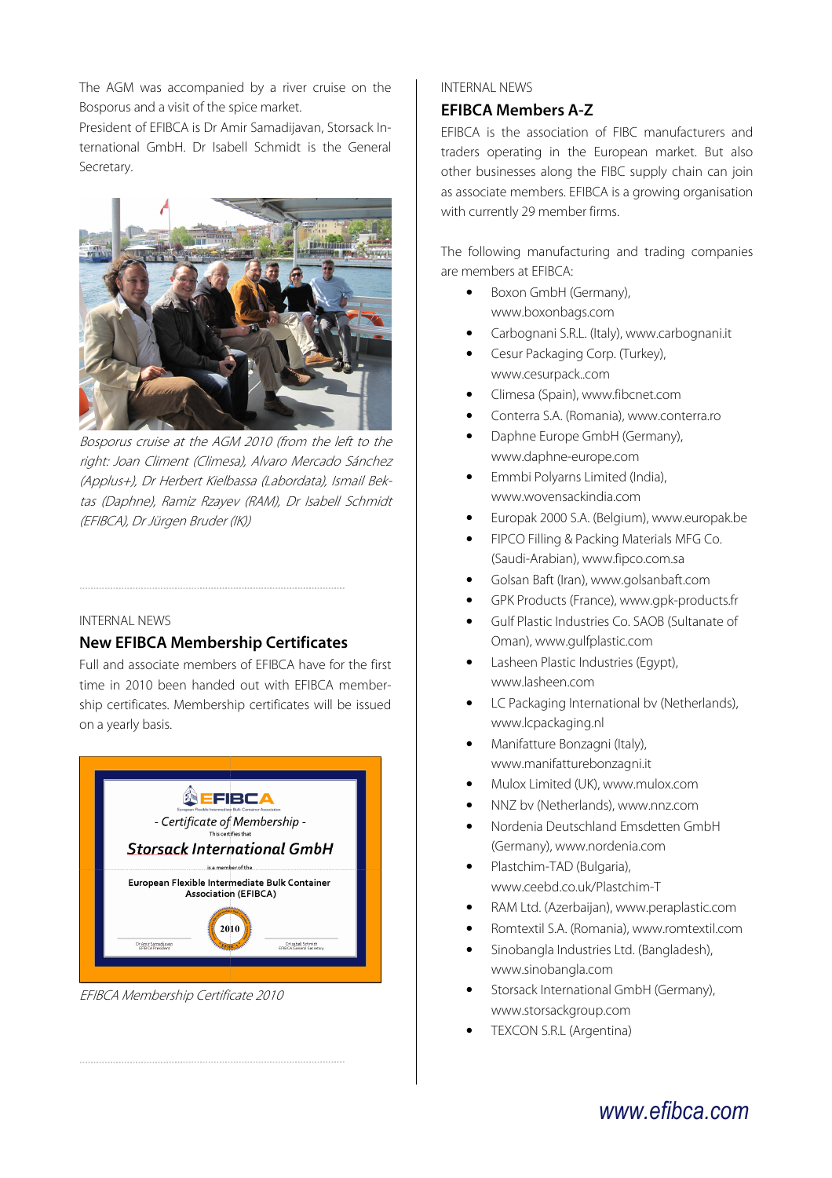The AGM was accompanied by a river cruise on the Bosporus and a visit of the spice market.

President of EFIBCA is Dr Amir Samadijavan, Storsack International GmbH. Dr Isabell Schmidt is the General Secretary.

*Bosporus cruise at the AGM 2010 (from the left to the right: Joan Climent (Climesa), Alvaro Mercado Sánchez (Applus+), Dr Herbert Kielbassa (Labordata), Ismail Bektas (Daphne), Ramiz Rzayev (RAM), Dr Isabell Schmidt (EFIBCA), Dr Jürgen Bruder (IK))*

INTERNAL NEWS

## New EFIBCA Membership Certificates

Full and associate members of EFIBCA have for the first time in 2010 been handed out with EFIBCA membership certificates. Membership certificates will be issued on a yearly basis.

*EFIBCA Membership Certificate 2010*

INTERNAL NEWS

## EFIBCA Members A-Z

EFIBCA is the association of FIBC manufacturers and traders operating in the European market. But also other businesses along the FIBC supply chain can join as associate members. EFIBCA is a growing organisation with currently 29 member firms.

The following manufacturing and trading companies are members at EFIBCA:

- Boxon GmbH (Germany), www.boxonbags.com
- Carbognani S.R.L. (Italy), www.carbognani.it
- Cesur Packaging Corp. (Turkey), www.cesurpack..com
- Climesa (Spain), www.fibcnet.com
- Conterra S.A. (Romania), www.conterra.ro
- Daphne Europe GmbH (Germany), www.daphne-europe.com
- Emmbi Polyarns Limited (India), www.wovensackindia.com
- Europak 2000 S.A. (Belgium), www.europak.be
- FIPCO Filling & Packing Materials MFG Co. (Saudi-Arabian), www.fipco.com.sa
- Golsan Baft (Iran), www.golsanbaft.com
- GPK Products (France), www.gpk-products.fr
- Gulf Plastic Industries Co. SAOB (Sultanate of Oman), www.gulfplastic.com
- Lasheen Plastic Industries (Egypt), www.lasheen.com
- LC Packaging International bv (Netherlands), www.lcpackaging.nl
- Manifatture Bonzagni (Italy), www.manifatturebonzagni.it
- Mulox Limited (UK), www.mulox.com
- NNZ bv (Netherlands), www.nnz.com
- Nordenia Deutschland Emsdetten GmbH (Germany), www.nordenia.com
- Plastchim-TAD (Bulgaria), www.ceebd.co.uk/Plastchim-T
- RAM Ltd. (Azerbaijan), www.peraplastic.com
- Romtextil S.A. (Romania), www.romtextil.com
- Sinobangla Industries Ltd. (Bangladesh), www.sinobangla.com
- Storsack International GmbH (Germany), www.storsackgroup.com
- TEXCON S.R.L (Argentina)

www.efibca.com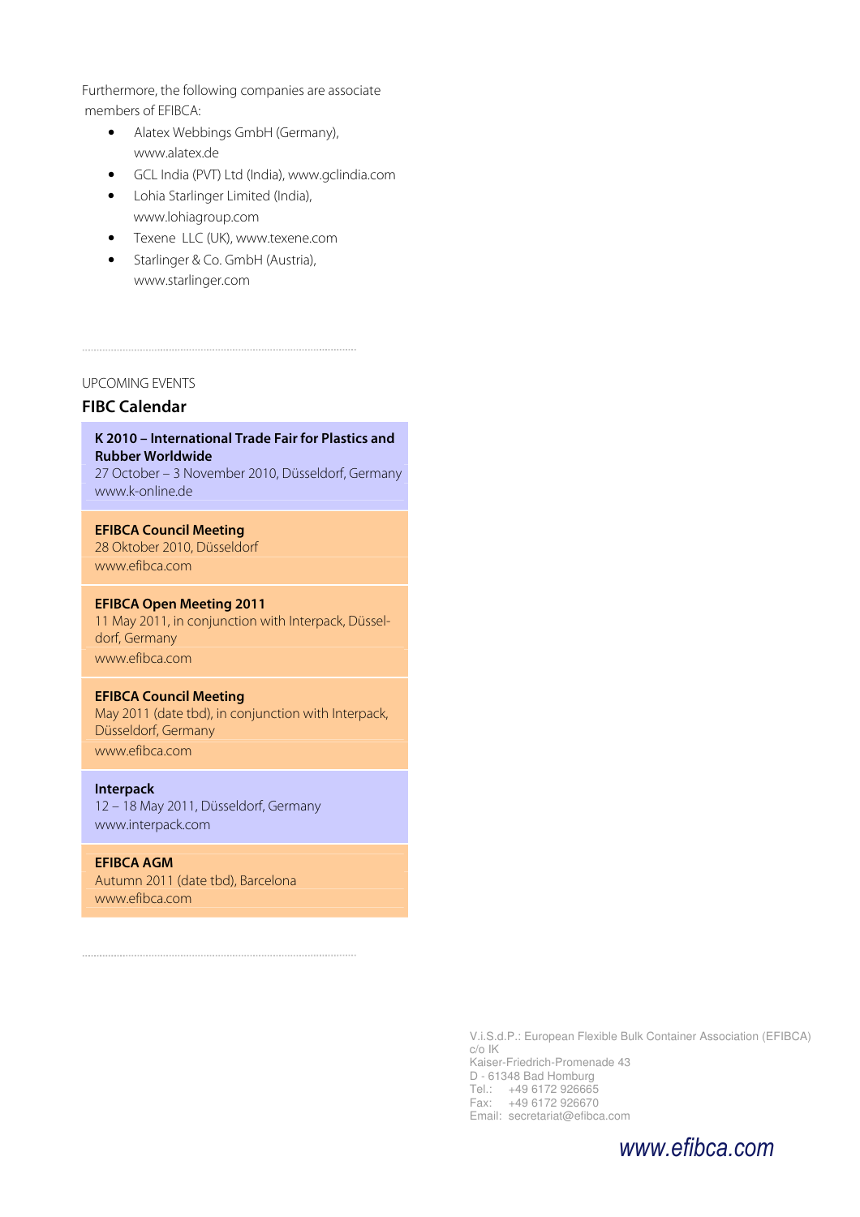Furthermore, the following companies are associate members of EFIBCA:

- Alatex Webbings GmbH (Germany), www.alatex.de
- GCL India (PVT) Ltd (India), www.gclindia.com
- Lohia Starlinger Limited (India), www.lohiagroup.com
- Texene LLC (UK), www.texene.com
- Starlinger & Co. GmbH (Austria), www.starlinger.com

UPCOMING EVENTS

## FIBC Calendar

**K 2010 – International Trade Fair for Plastics and Rubber Worldwide**
27 October – 3 November 2010, Düsseldorf, Germany
www.k-online.de

**EFIBCA Council Meeting**
28 Oktober 2010, Düsseldorf
www.efibca.com

**EFIBCA Open Meeting 2011**
11 May 2011, in conjunction with Interpack, Düsseldorf, Germany
www.efibca.com

**EFIBCA Council Meeting**
May 2011 (date tbd), in conjunction with Interpack, Düsseldorf, Germany
www.efibca.com

**Interpack**
12 – 18 May 2011, Düsseldorf, Germany
www.interpack.com

**EFIBCA AGM**
Autumn 2011 (date tbd), Barcelona
www.efibca.com

V.i.S.d.P.: European Flexible Bulk Container Association (EFIBCA)
c/o IK
Kaiser-Friedrich-Promenade 43
D - 61348 Bad Homburg
Tel.: +49 6172 926665
Fax: +49 6172 926670
Email: secretariat@efibca.com

*www.efibca.com*